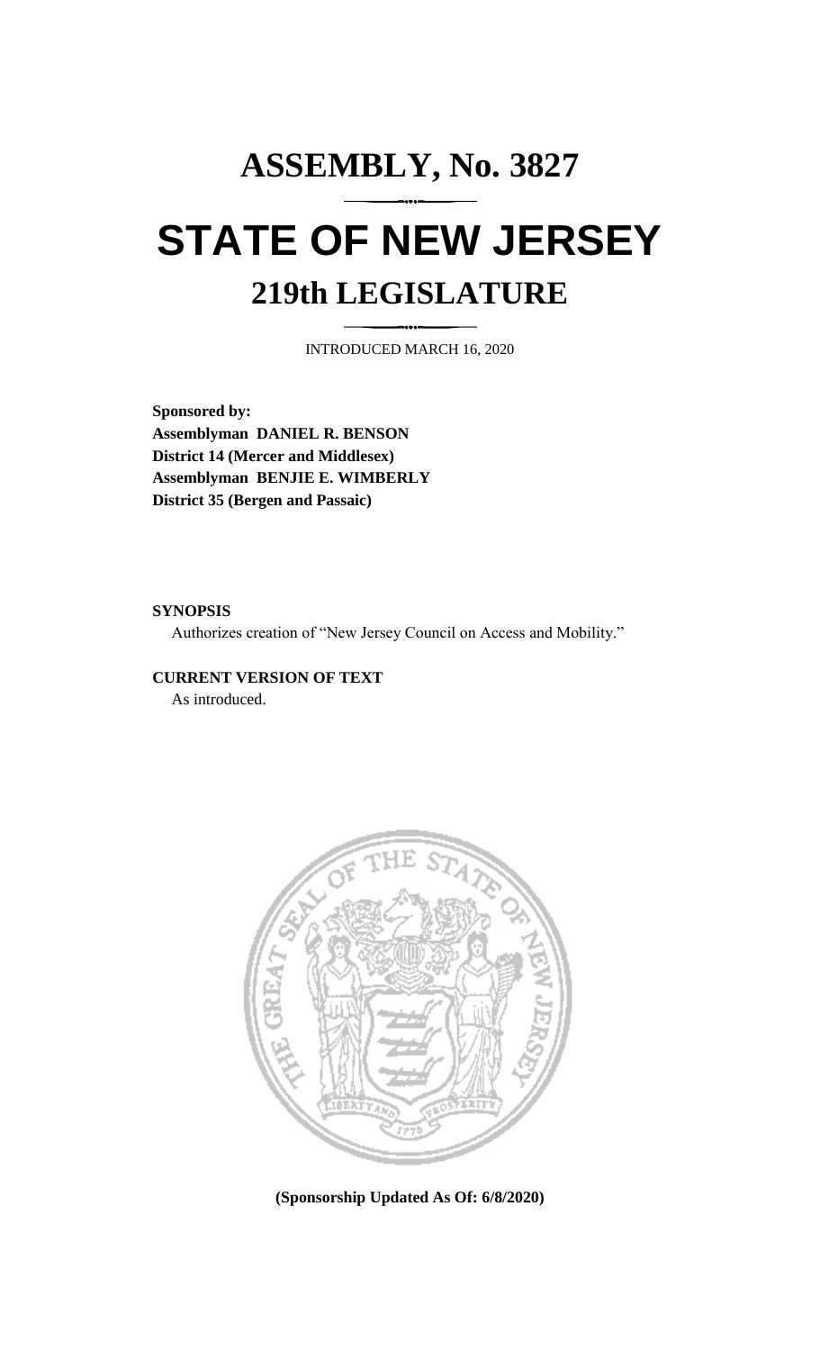# ASSEMBLY, No. 3827

# STATE OF NEW JERSEY

## 219th LEGISLATURE

INTRODUCED MARCH 16, 2020

**Sponsored by:**
**Assemblyman DANIEL R. BENSON**
**District 14 (Mercer and Middlesex)**
**Assemblyman BENJIE E. WIMBERLY**
**District 35 (Bergen and Passaic)**

**SYNOPSIS**

Authorizes creation of "New Jersey Council on Access and Mobility."

**CURRENT VERSION OF TEXT**

As introduced.

**(Sponsorship Updated As Of: 6/8/2020)**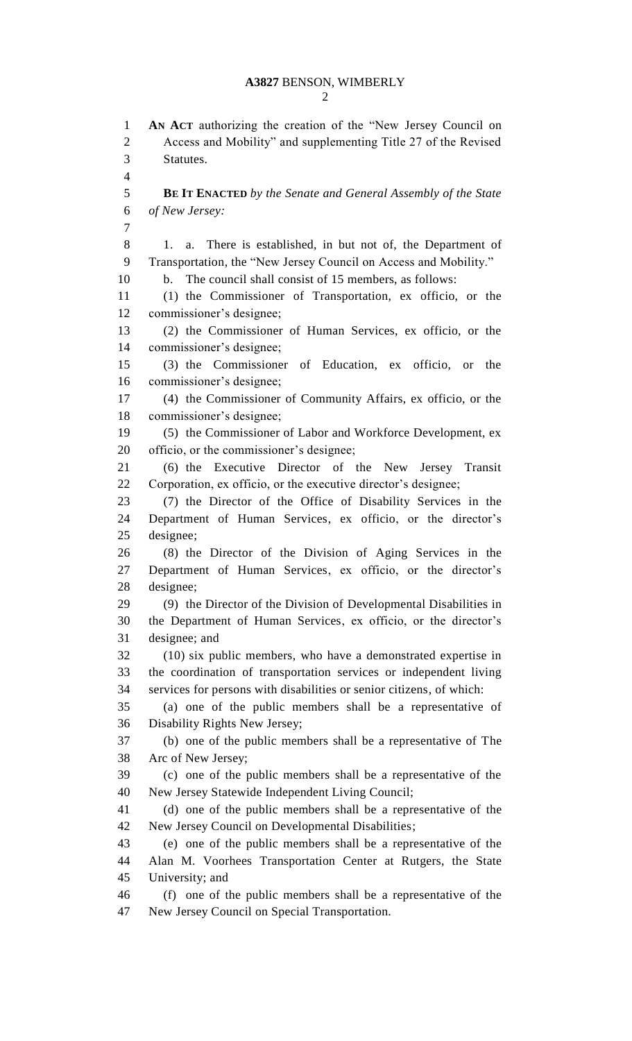**AN ACT** authorizing the creation of the "New Jersey Council on Access and Mobility" and supplementing Title 27 of the Revised Statutes.

**BE IT ENACTED** *by the Senate and General Assembly of the State of New Jersey:*

1. a. There is established, in but not of, the Department of Transportation, the "New Jersey Council on Access and Mobility."

b. The council shall consist of 15 members, as follows:

(1) the Commissioner of Transportation, ex officio, or the commissioner's designee;

(2) the Commissioner of Human Services, ex officio, or the commissioner's designee;

(3) the Commissioner of Education, ex officio, or the commissioner's designee;

(4) the Commissioner of Community Affairs, ex officio, or the commissioner's designee;

(5) the Commissioner of Labor and Workforce Development, ex officio, or the commissioner's designee;

(6) the Executive Director of the New Jersey Transit Corporation, ex officio, or the executive director's designee;

(7) the Director of the Office of Disability Services in the Department of Human Services, ex officio, or the director's designee;

(8) the Director of the Division of Aging Services in the Department of Human Services, ex officio, or the director's designee;

(9) the Director of the Division of Developmental Disabilities in the Department of Human Services, ex officio, or the director's designee; and

(10) six public members, who have a demonstrated expertise in the coordination of transportation services or independent living services for persons with disabilities or senior citizens, of which:

(a) one of the public members shall be a representative of Disability Rights New Jersey;

(b) one of the public members shall be a representative of The Arc of New Jersey;

(c) one of the public members shall be a representative of the New Jersey Statewide Independent Living Council;

(d) one of the public members shall be a representative of the New Jersey Council on Developmental Disabilities;

(e) one of the public members shall be a representative of the Alan M. Voorhees Transportation Center at Rutgers, the State University; and

(f) one of the public members shall be a representative of the New Jersey Council on Special Transportation.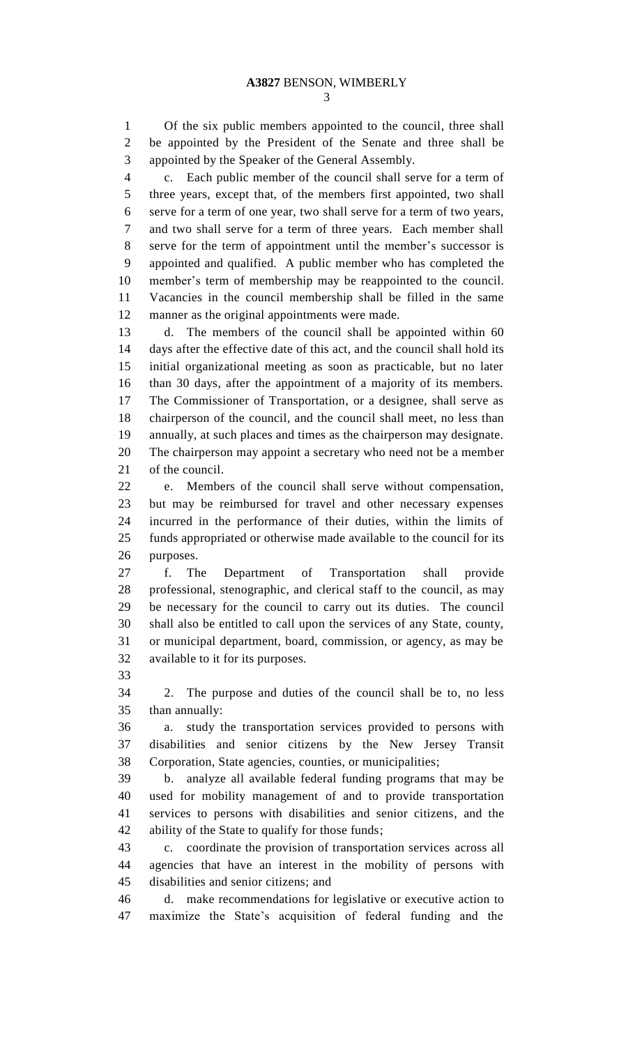Of the six public members appointed to the council, three shall be appointed by the President of the Senate and three shall be appointed by the Speaker of the General Assembly.

c. Each public member of the council shall serve for a term of three years, except that, of the members first appointed, two shall serve for a term of one year, two shall serve for a term of two years, and two shall serve for a term of three years. Each member shall serve for the term of appointment until the member's successor is appointed and qualified. A public member who has completed the member's term of membership may be reappointed to the council. Vacancies in the council membership shall be filled in the same manner as the original appointments were made.

d. The members of the council shall be appointed within 60 days after the effective date of this act, and the council shall hold its initial organizational meeting as soon as practicable, but no later than 30 days, after the appointment of a majority of its members. The Commissioner of Transportation, or a designee, shall serve as chairperson of the council, and the council shall meet, no less than annually, at such places and times as the chairperson may designate. The chairperson may appoint a secretary who need not be a member of the council.

e. Members of the council shall serve without compensation, but may be reimbursed for travel and other necessary expenses incurred in the performance of their duties, within the limits of funds appropriated or otherwise made available to the council for its purposes.

f. The Department of Transportation shall provide professional, stenographic, and clerical staff to the council, as may be necessary for the council to carry out its duties. The council shall also be entitled to call upon the services of any State, county, or municipal department, board, commission, or agency, as may be available to it for its purposes.

2. The purpose and duties of the council shall be to, no less than annually:

a. study the transportation services provided to persons with disabilities and senior citizens by the New Jersey Transit Corporation, State agencies, counties, or municipalities;

b. analyze all available federal funding programs that may be used for mobility management of and to provide transportation services to persons with disabilities and senior citizens, and the ability of the State to qualify for those funds;

c. coordinate the provision of transportation services across all agencies that have an interest in the mobility of persons with disabilities and senior citizens; and

d. make recommendations for legislative or executive action to maximize the State's acquisition of federal funding and the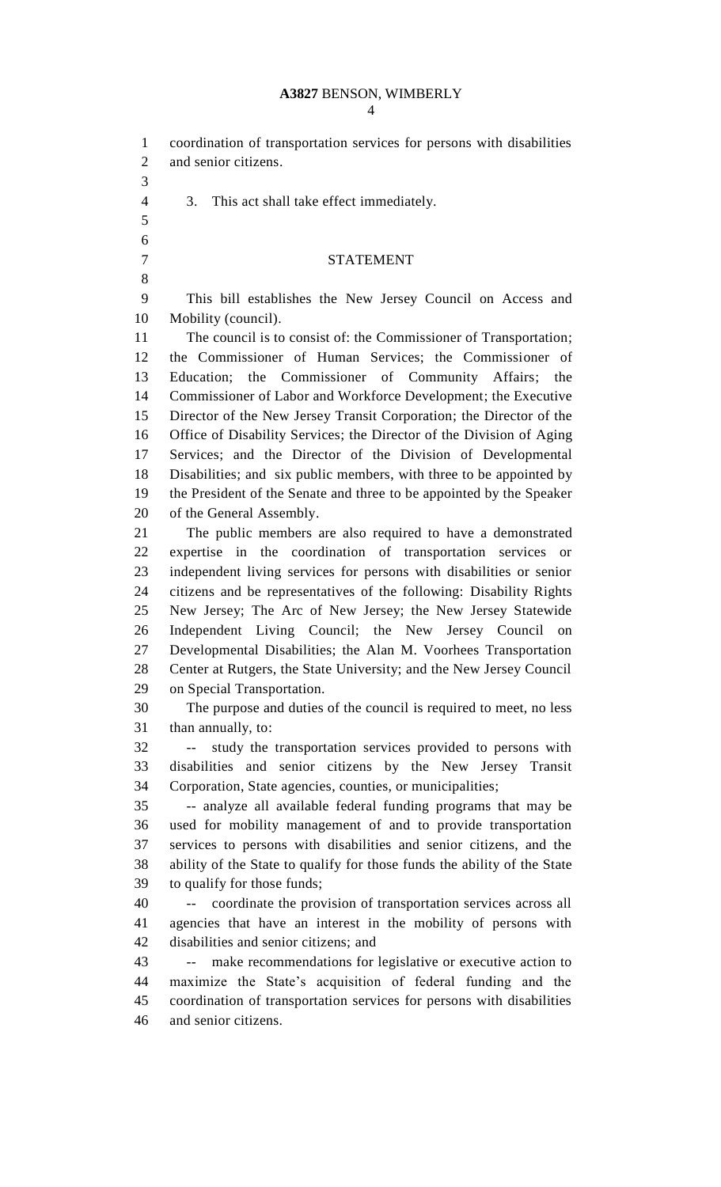coordination of transportation services for persons with disabilities and senior citizens.

3. This act shall take effect immediately.

## STATEMENT

This bill establishes the New Jersey Council on Access and Mobility (council).

The council is to consist of: the Commissioner of Transportation; the Commissioner of Human Services; the Commissioner of Education; the Commissioner of Community Affairs; the Commissioner of Labor and Workforce Development; the Executive Director of the New Jersey Transit Corporation; the Director of the Office of Disability Services; the Director of the Division of Aging Services; and the Director of the Division of Developmental Disabilities; and six public members, with three to be appointed by the President of the Senate and three to be appointed by the Speaker of the General Assembly.

The public members are also required to have a demonstrated expertise in the coordination of transportation services or independent living services for persons with disabilities or senior citizens and be representatives of the following: Disability Rights New Jersey; The Arc of New Jersey; the New Jersey Statewide Independent Living Council; the New Jersey Council on Developmental Disabilities; the Alan M. Voorhees Transportation Center at Rutgers, the State University; and the New Jersey Council on Special Transportation.

The purpose and duties of the council is required to meet, no less than annually, to:

-- study the transportation services provided to persons with disabilities and senior citizens by the New Jersey Transit Corporation, State agencies, counties, or municipalities;

-- analyze all available federal funding programs that may be used for mobility management of and to provide transportation services to persons with disabilities and senior citizens, and the ability of the State to qualify for those funds the ability of the State to qualify for those funds;

-- coordinate the provision of transportation services across all agencies that have an interest in the mobility of persons with disabilities and senior citizens; and

-- make recommendations for legislative or executive action to maximize the State's acquisition of federal funding and the coordination of transportation services for persons with disabilities and senior citizens.